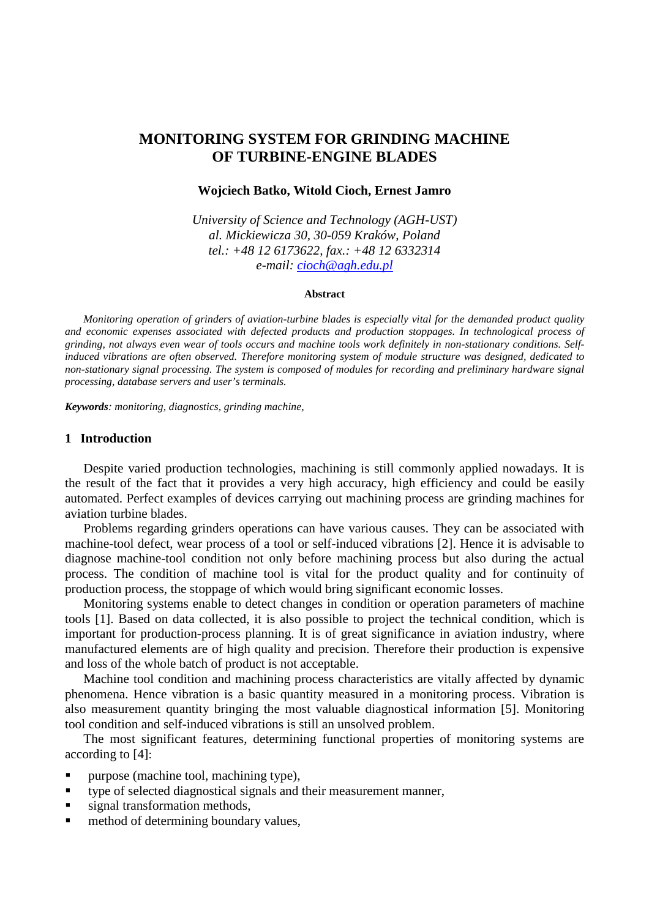# MONITORING SYSTEM FOR GRINDING MACHINE OF TURBINE-ENGINE BLADES

**Wojciech Batko, Witold Cioch, Ernest Jamro**

*University of Science and Technology (AGH-UST)*
*al. Mickiewicza 30, 30-059 Kraków, Poland*
*tel.: +48 12 6173622, fax.: +48 12 6332314*
*e-mail: cioch@agh.edu.pl*

**Abstract**

*Monitoring operation of grinders of aviation-turbine blades is especially vital for the demanded product quality and economic expenses associated with defected products and production stoppages. In technological process of grinding, not always even wear of tools occurs and machine tools work definitely in non-stationary conditions. Self-induced vibrations are often observed. Therefore monitoring system of module structure was designed, dedicated to non-stationary signal processing. The system is composed of modules for recording and preliminary hardware signal processing, database servers and user's terminals.*

***Keywords**: monitoring, diagnostics, grinding machine,*

## 1 Introduction

Despite varied production technologies, machining is still commonly applied nowadays. It is the result of the fact that it provides a very high accuracy, high efficiency and could be easily automated. Perfect examples of devices carrying out machining process are grinding machines for aviation turbine blades.

Problems regarding grinders operations can have various causes. They can be associated with machine-tool defect, wear process of a tool or self-induced vibrations [2]. Hence it is advisable to diagnose machine-tool condition not only before machining process but also during the actual process. The condition of machine tool is vital for the product quality and for continuity of production process, the stoppage of which would bring significant economic losses.

Monitoring systems enable to detect changes in condition or operation parameters of machine tools [1]. Based on data collected, it is also possible to project the technical condition, which is important for production-process planning. It is of great significance in aviation industry, where manufactured elements are of high quality and precision. Therefore their production is expensive and loss of the whole batch of product is not acceptable.

Machine tool condition and machining process characteristics are vitally affected by dynamic phenomena. Hence vibration is a basic quantity measured in a monitoring process. Vibration is also measurement quantity bringing the most valuable diagnostical information [5]. Monitoring tool condition and self-induced vibrations is still an unsolved problem.

The most significant features, determining functional properties of monitoring systems are according to [4]:

- purpose (machine tool, machining type),
- type of selected diagnostical signals and their measurement manner,
- signal transformation methods,
- method of determining boundary values,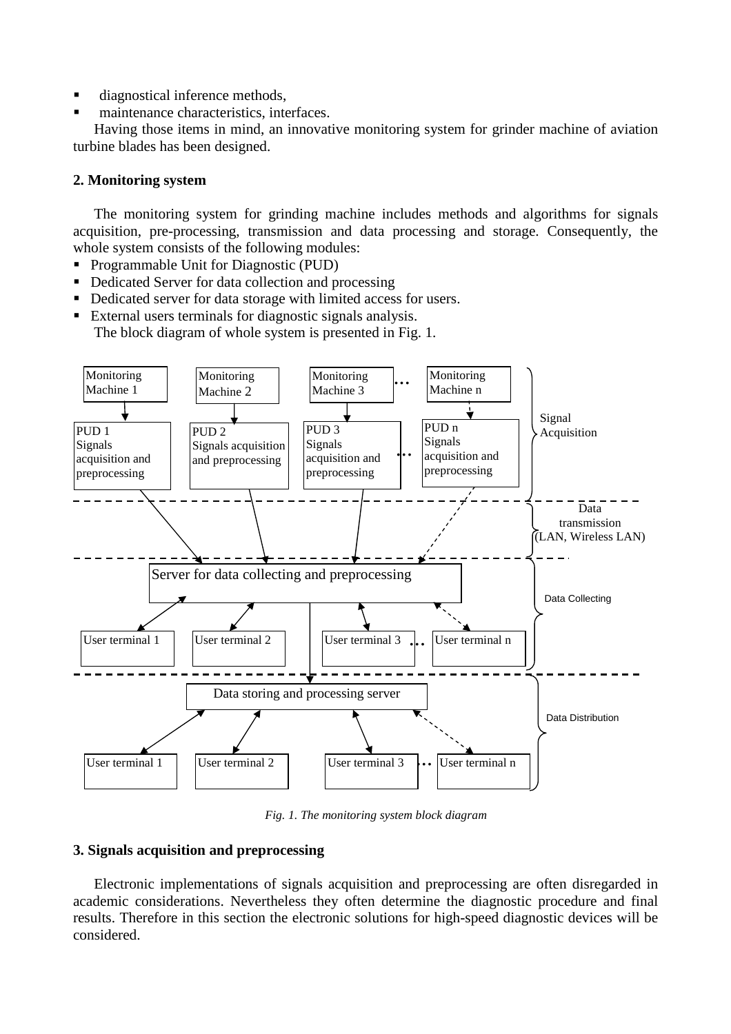- diagnostical inference methods,
- maintenance characteristics, interfaces.

Having those items in mind, an innovative monitoring system for grinder machine of aviation turbine blades has been designed.

## 2. Monitoring system

The monitoring system for grinding machine includes methods and algorithms for signals acquisition, pre-processing, transmission and data processing and storage. Consequently, the whole system consists of the following modules:

- Programmable Unit for Diagnostic (PUD)
- Dedicated Server for data collection and processing
- Dedicated server for data storage with limited access for users.
- External users terminals for diagnostic signals analysis.

The block diagram of whole system is presented in Fig. 1.

*Fig. 1. The monitoring system block diagram*

## 3. Signals acquisition and preprocessing

Electronic implementations of signals acquisition and preprocessing are often disregarded in academic considerations. Nevertheless they often determine the diagnostic procedure and final results. Therefore in this section the electronic solutions for high-speed diagnostic devices will be considered.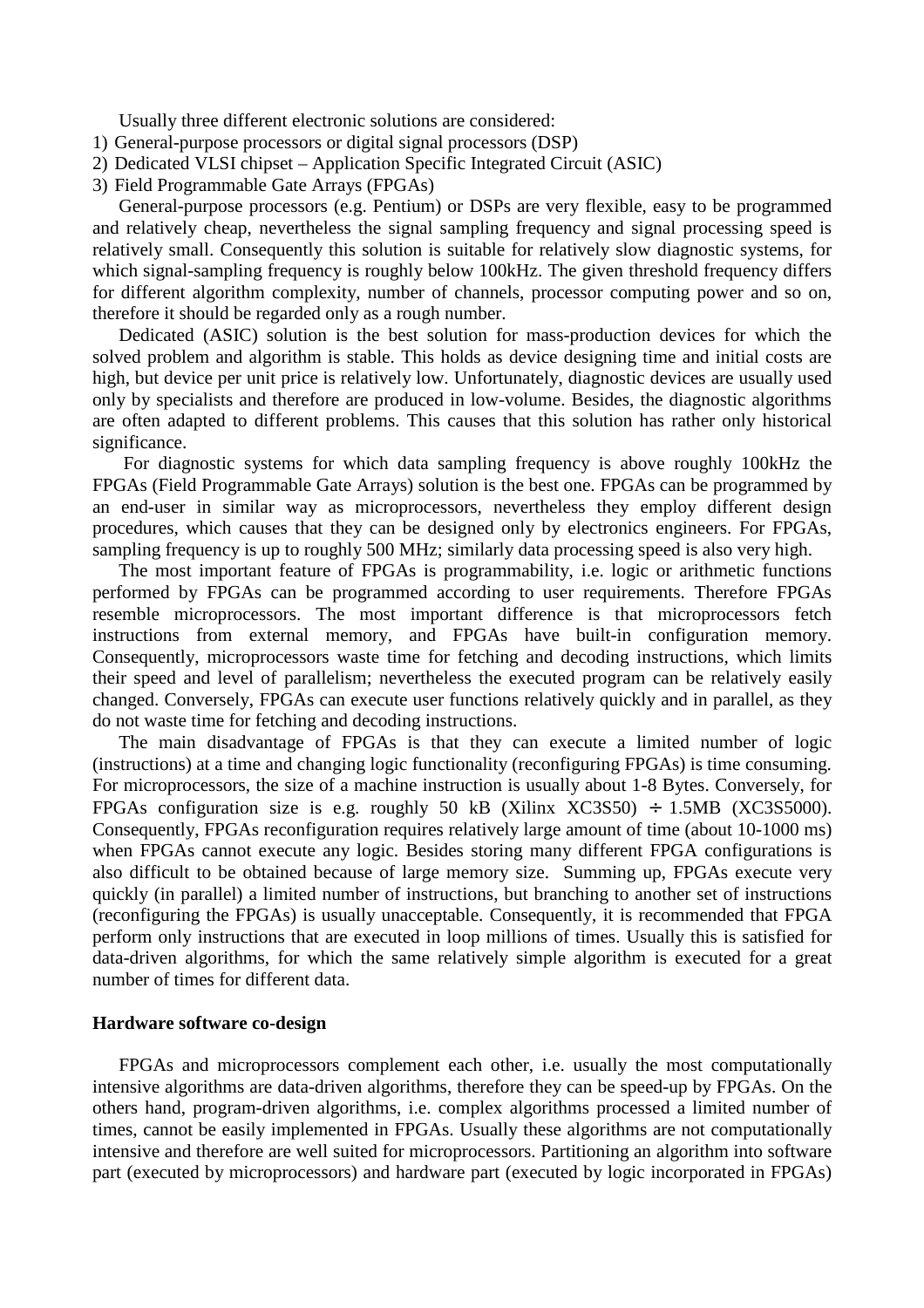Usually three different electronic solutions are considered:

1) General-purpose processors or digital signal processors (DSP)
2) Dedicated VLSI chipset – Application Specific Integrated Circuit (ASIC)
3) Field Programmable Gate Arrays (FPGAs)

General-purpose processors (e.g. Pentium) or DSPs are very flexible, easy to be programmed and relatively cheap, nevertheless the signal sampling frequency and signal processing speed is relatively small. Consequently this solution is suitable for relatively slow diagnostic systems, for which signal-sampling frequency is roughly below 100kHz. The given threshold frequency differs for different algorithm complexity, number of channels, processor computing power and so on, therefore it should be regarded only as a rough number.

Dedicated (ASIC) solution is the best solution for mass-production devices for which the solved problem and algorithm is stable. This holds as device designing time and initial costs are high, but device per unit price is relatively low. Unfortunately, diagnostic devices are usually used only by specialists and therefore are produced in low-volume. Besides, the diagnostic algorithms are often adapted to different problems. This causes that this solution has rather only historical significance.

For diagnostic systems for which data sampling frequency is above roughly 100kHz the FPGAs (Field Programmable Gate Arrays) solution is the best one. FPGAs can be programmed by an end-user in similar way as microprocessors, nevertheless they employ different design procedures, which causes that they can be designed only by electronics engineers. For FPGAs, sampling frequency is up to roughly 500 MHz; similarly data processing speed is also very high.

The most important feature of FPGAs is programmability, i.e. logic or arithmetic functions performed by FPGAs can be programmed according to user requirements. Therefore FPGAs resemble microprocessors. The most important difference is that microprocessors fetch instructions from external memory, and FPGAs have built-in configuration memory. Consequently, microprocessors waste time for fetching and decoding instructions, which limits their speed and level of parallelism; nevertheless the executed program can be relatively easily changed. Conversely, FPGAs can execute user functions relatively quickly and in parallel, as they do not waste time for fetching and decoding instructions.

The main disadvantage of FPGAs is that they can execute a limited number of logic (instructions) at a time and changing logic functionality (reconfiguring FPGAs) is time consuming. For microprocessors, the size of a machine instruction is usually about 1-8 Bytes. Conversely, for FPGAs configuration size is e.g. roughly 50 kB (Xilinx XC3S50) ÷ 1.5MB (XC3S5000). Consequently, FPGAs reconfiguration requires relatively large amount of time (about 10-1000 ms) when FPGAs cannot execute any logic. Besides storing many different FPGA configurations is also difficult to be obtained because of large memory size. Summing up, FPGAs execute very quickly (in parallel) a limited number of instructions, but branching to another set of instructions (reconfiguring the FPGAs) is usually unacceptable. Consequently, it is recommended that FPGA perform only instructions that are executed in loop millions of times. Usually this is satisfied for data-driven algorithms, for which the same relatively simple algorithm is executed for a great number of times for different data.

**Hardware software co-design**

FPGAs and microprocessors complement each other, i.e. usually the most computationally intensive algorithms are data-driven algorithms, therefore they can be speed-up by FPGAs. On the others hand, program-driven algorithms, i.e. complex algorithms processed a limited number of times, cannot be easily implemented in FPGAs. Usually these algorithms are not computationally intensive and therefore are well suited for microprocessors. Partitioning an algorithm into software part (executed by microprocessors) and hardware part (executed by logic incorporated in FPGAs)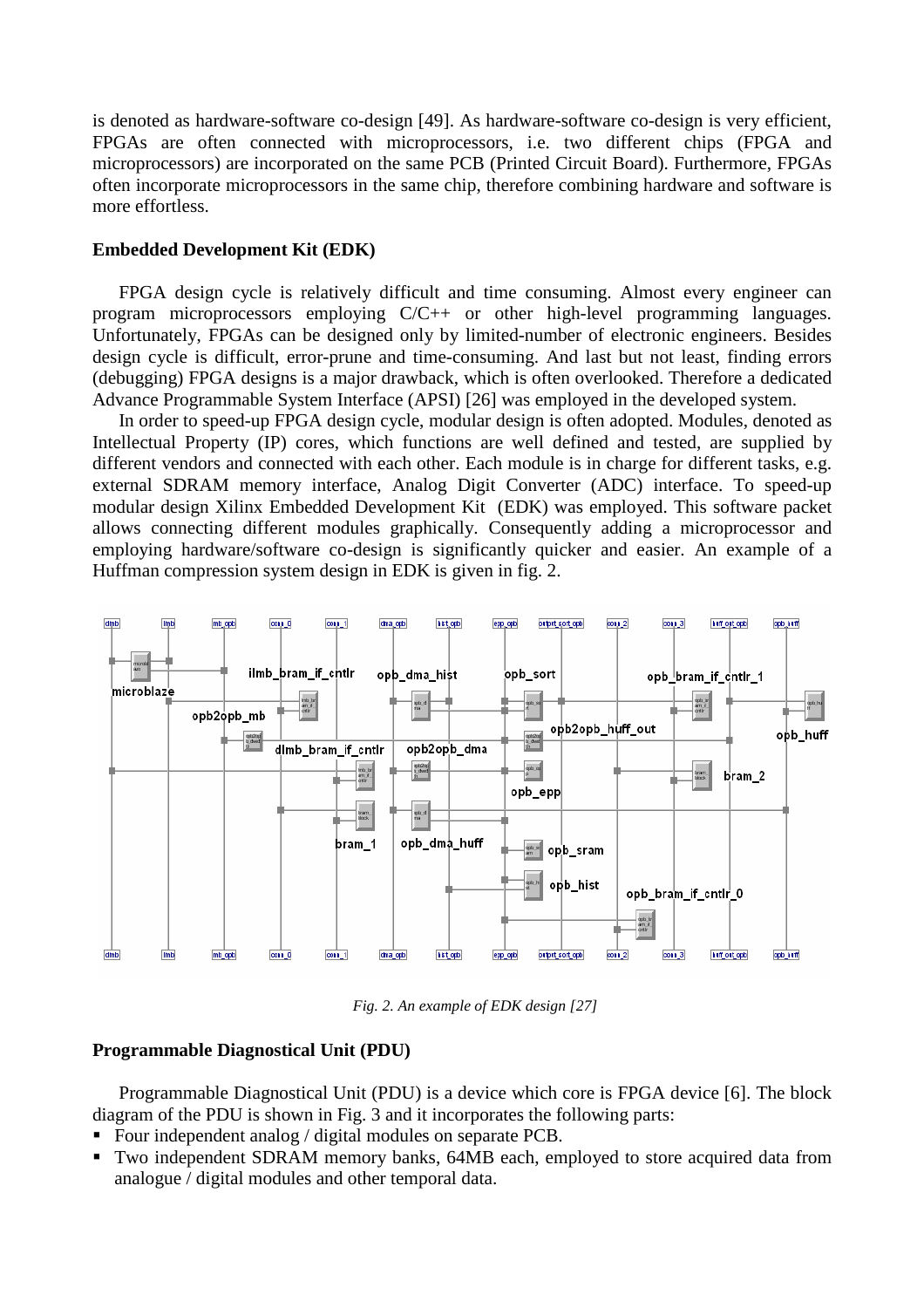is denoted as hardware-software co-design [49]. As hardware-software co-design is very efficient, FPGAs are often connected with microprocessors, i.e. two different chips (FPGA and microprocessors) are incorporated on the same PCB (Printed Circuit Board). Furthermore, FPGAs often incorporate microprocessors in the same chip, therefore combining hardware and software is more effortless.

**Embedded Development Kit (EDK)**

FPGA design cycle is relatively difficult and time consuming. Almost every engineer can program microprocessors employing C/C++ or other high-level programming languages. Unfortunately, FPGAs can be designed only by limited-number of electronic engineers. Besides design cycle is difficult, error-prune and time-consuming. And last but not least, finding errors (debugging) FPGA designs is a major drawback, which is often overlooked. Therefore a dedicated Advance Programmable System Interface (APSI) [26] was employed in the developed system.

In order to speed-up FPGA design cycle, modular design is often adopted. Modules, denoted as Intellectual Property (IP) cores, which functions are well defined and tested, are supplied by different vendors and connected with each other. Each module is in charge for different tasks, e.g. external SDRAM memory interface, Analog Digit Converter (ADC) interface. To speed-up modular design Xilinx Embedded Development Kit (EDK) was employed. This software packet allows connecting different modules graphically. Consequently adding a microprocessor and employing hardware/software co-design is significantly quicker and easier. An example of a Huffman compression system design in EDK is given in fig. 2.

*Fig. 2. An example of EDK design [27]*

**Programmable Diagnostical Unit (PDU)**

Programmable Diagnostical Unit (PDU) is a device which core is FPGA device [6]. The block diagram of the PDU is shown in Fig. 3 and it incorporates the following parts:

- Four independent analog / digital modules on separate PCB.
- Two independent SDRAM memory banks, 64MB each, employed to store acquired data from analogue / digital modules and other temporal data.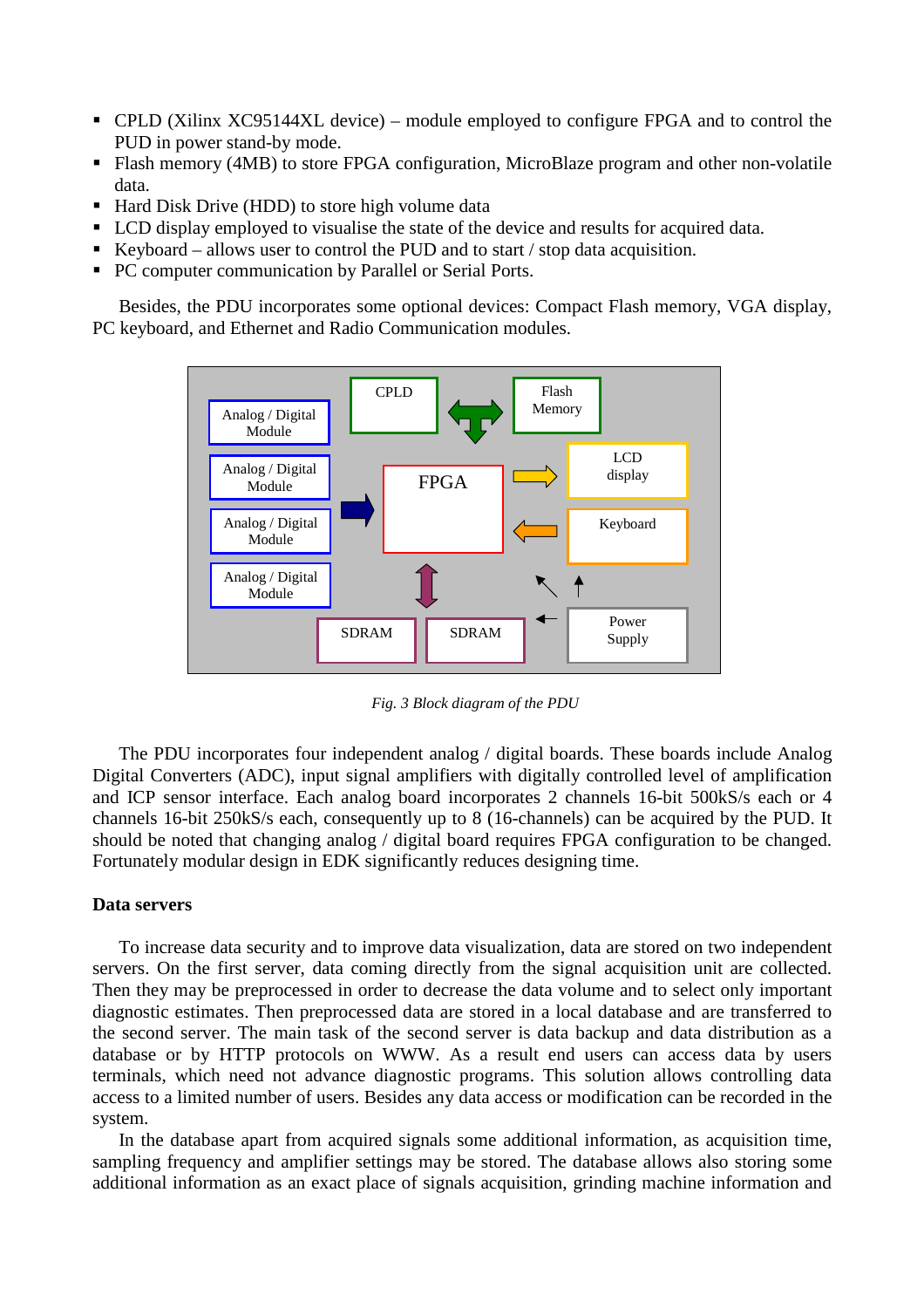- CPLD (Xilinx XC95144XL device) – module employed to configure FPGA and to control the PUD in power stand-by mode.
- Flash memory (4MB) to store FPGA configuration, MicroBlaze program and other non-volatile data.
- Hard Disk Drive (HDD) to store high volume data
- LCD display employed to visualise the state of the device and results for acquired data.
- Keyboard – allows user to control the PUD and to start / stop data acquisition.
- PC computer communication by Parallel or Serial Ports.

Besides, the PDU incorporates some optional devices: Compact Flash memory, VGA display, PC keyboard, and Ethernet and Radio Communication modules.

*Fig. 3 Block diagram of the PDU*

The PDU incorporates four independent analog / digital boards. These boards include Analog Digital Converters (ADC), input signal amplifiers with digitally controlled level of amplification and ICP sensor interface. Each analog board incorporates 2 channels 16-bit 500kS/s each or 4 channels 16-bit 250kS/s each, consequently up to 8 (16-channels) can be acquired by the PUD. It should be noted that changing analog / digital board requires FPGA configuration to be changed. Fortunately modular design in EDK significantly reduces designing time.

**Data servers**

To increase data security and to improve data visualization, data are stored on two independent servers. On the first server, data coming directly from the signal acquisition unit are collected. Then they may be preprocessed in order to decrease the data volume and to select only important diagnostic estimates. Then preprocessed data are stored in a local database and are transferred to the second server. The main task of the second server is data backup and data distribution as a database or by HTTP protocols on WWW. As a result end users can access data by users terminals, which need not advance diagnostic programs. This solution allows controlling data access to a limited number of users. Besides any data access or modification can be recorded in the system.

In the database apart from acquired signals some additional information, as acquisition time, sampling frequency and amplifier settings may be stored. The database allows also storing some additional information as an exact place of signals acquisition, grinding machine information and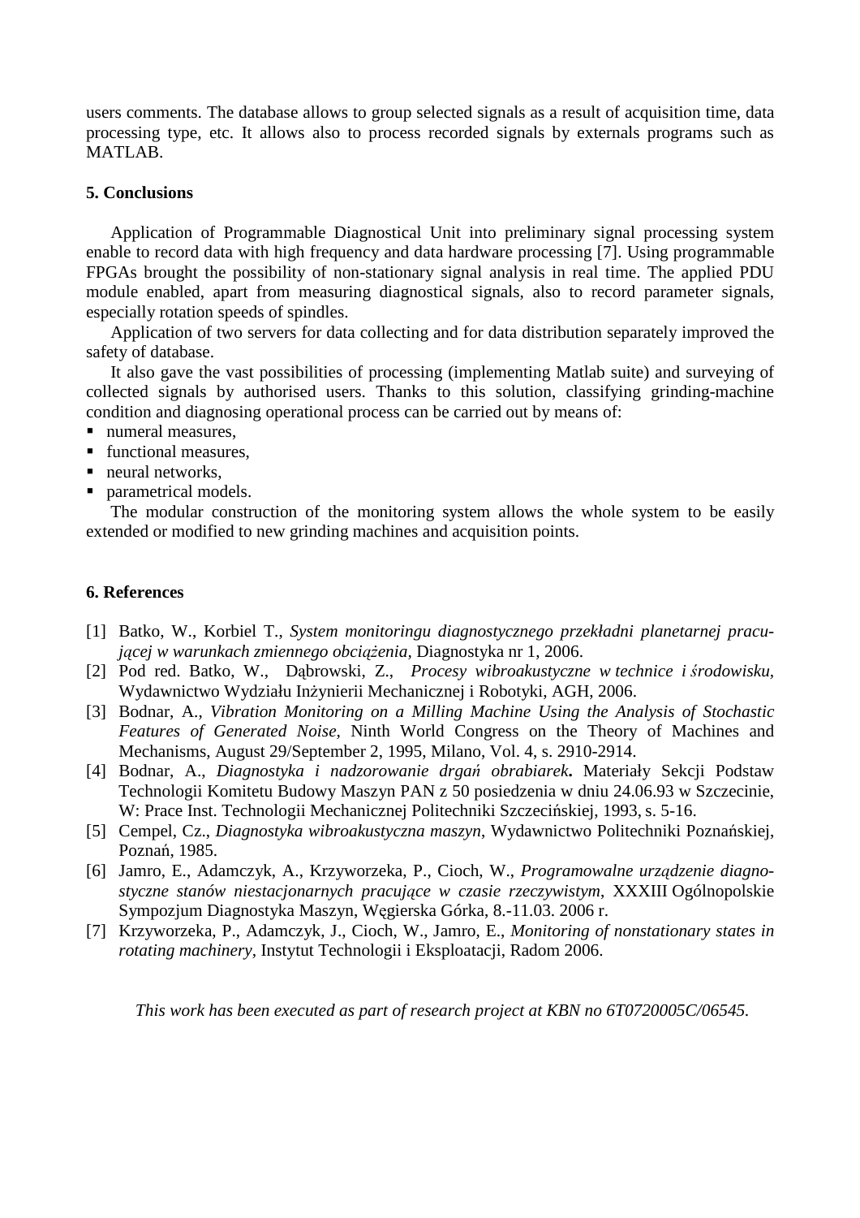users comments. The database allows to group selected signals as a result of acquisition time, data processing type, etc. It allows also to process recorded signals by externals programs such as MATLAB.

## 5. Conclusions

Application of Programmable Diagnostical Unit into preliminary signal processing system enable to record data with high frequency and data hardware processing [7]. Using programmable FPGAs brought the possibility of non-stationary signal analysis in real time. The applied PDU module enabled, apart from measuring diagnostical signals, also to record parameter signals, especially rotation speeds of spindles.

Application of two servers for data collecting and for data distribution separately improved the safety of database.

It also gave the vast possibilities of processing (implementing Matlab suite) and surveying of collected signals by authorised users. Thanks to this solution, classifying grinding-machine condition and diagnosing operational process can be carried out by means of:

- numeral measures,
- functional measures,
- neural networks,
- parametrical models.

The modular construction of the monitoring system allows the whole system to be easily extended or modified to new grinding machines and acquisition points.

## 6. References

[1] Batko, W., Korbiel T., *System monitoringu diagnostycznego przekładni planetarnej pracującej w warunkach zmiennego obciążenia*, Diagnostyka nr 1, 2006.

[2] Pod red. Batko, W., Dąbrowski, Z., *Procesy wibroakustyczne w technice i środowisku*, Wydawnictwo Wydziału Inżynierii Mechanicznej i Robotyki, AGH, 2006.

[3] Bodnar, A., *Vibration Monitoring on a Milling Machine Using the Analysis of Stochastic Features of Generated Noise*, Ninth World Congress on the Theory of Machines and Mechanisms, August 29/September 2, 1995, Milano, Vol. 4, s. 2910-2914.

[4] Bodnar, A., *Diagnostyka i nadzorowanie drgań obrabiarek*. Materiały Sekcji Podstaw Technologii Komitetu Budowy Maszyn PAN z 50 posiedzenia w dniu 24.06.93 w Szczecinie, W: Prace Inst. Technologii Mechanicznej Politechniki Szczecińskiej, 1993, s. 5-16.

[5] Cempel, Cz., *Diagnostyka wibroakustyczna maszyn*, Wydawnictwo Politechniki Poznańskiej, Poznań, 1985.

[6] Jamro, E., Adamczyk, A., Krzyworzeka, P., Cioch, W., *Programowalne urządzenie diagnostyczne stanów niestacjonarnych pracujące w czasie rzeczywistym*, XXXIII Ogólnopolskie Sympozjum Diagnostyka Maszyn, Węgierska Górka, 8.-11.03. 2006 r.

[7] Krzyworzeka, P., Adamczyk, J., Cioch, W., Jamro, E., *Monitoring of nonstationary states in rotating machinery*, Instytut Technologii i Eksploatacji, Radom 2006.

*This work has been executed as part of research project at KBN no 6T0720005C/06545.*